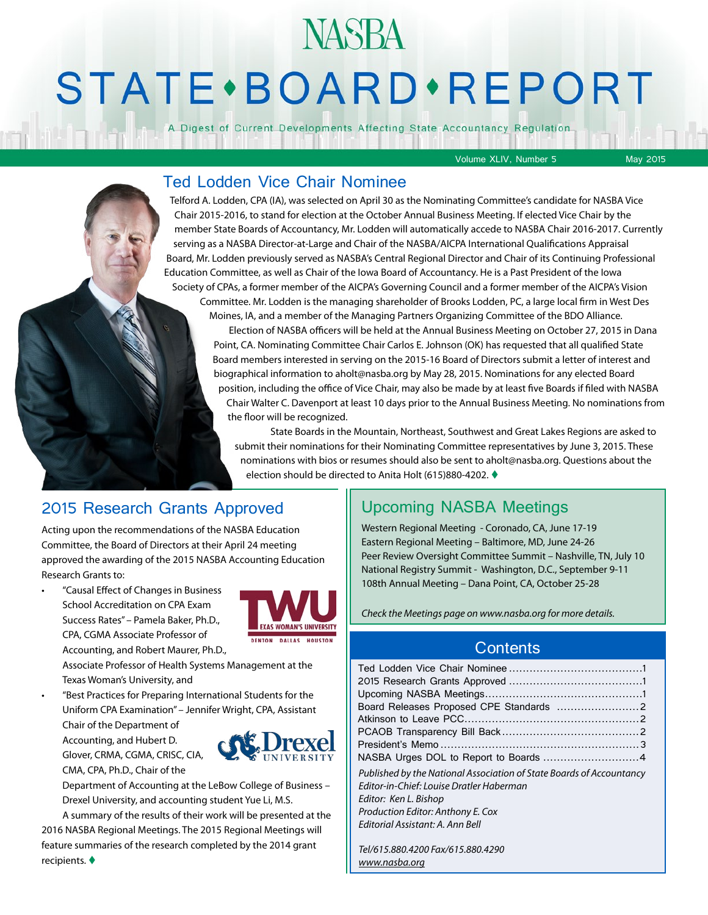# NASBA STATE • BOARD • REPORT

A Digest of Current Developments Affecting State Accountancy Regulation

Volume XLIV, Number 5 May 2015

## Ted Lodden Vice Chair Nominee

Telford A. Lodden, CPA (IA), was selected on April 30 as the Nominating Committee's candidate for NASBA Vice Chair 2015-2016, to stand for election at the October Annual Business Meeting. If elected Vice Chair by the member State Boards of Accountancy, Mr. Lodden will automatically accede to NASBA Chair 2016-2017. Currently serving as a NASBA Director-at-Large and Chair of the NASBA/AICPA International Qualifications Appraisal Board, Mr. Lodden previously served as NASBA's Central Regional Director and Chair of its Continuing Professional Education Committee, as well as Chair of the Iowa Board of Accountancy. He is a Past President of the Iowa Society of CPAs, a former member of the AICPA's Governing Council and a former member of the AICPA's Vision Committee. Mr. Lodden is the managing shareholder of Brooks Lodden, PC, a large local firm in West Des Moines, IA, and a member of the Managing Partners Organizing Committee of the BDO Alliance.

Election of NASBA officers will be held at the Annual Business Meeting on October 27, 2015 in Dana Point, CA. Nominating Committee Chair Carlos E. Johnson (OK) has requested that all qualified State Board members interested in serving on the 2015-16 Board of Directors submit a letter of interest and biographical information to aholt@nasba.org by May 28, 2015. Nominations for any elected Board position, including the office of Vice Chair, may also be made by at least five Boards if filed with NASBA Chair Walter C. Davenport at least 10 days prior to the Annual Business Meeting. No nominations from the floor will be recognized.

State Boards in the Mountain, Northeast, Southwest and Great Lakes Regions are asked to submit their nominations for their Nominating Committee representatives by June 3, 2015. These nominations with bios or resumes should also be sent to aholt@nasba.org. Questions about the election should be directed to Anita Holt (615)880-4202. ♦

## 2015 Research Grants Approved

Acting upon the recommendations of the NASBA Education Committee, the Board of Directors at their April 24 meeting approved the awarding of the 2015 NASBA Accounting Education Research Grants to:

- "Causal Effect of Changes in Business School Accreditation on CPA Exam Success Rates" – Pamela Baker, Ph.D., CPA, CGMA Associate Professor of Accounting, and Robert Maurer, Ph.D., Associate Professor of Health Systems Management at the Texas Woman's University, and
- "Best Practices for Preparing International Students for the Uniform CPA Examination" – Jennifer Wright, CPA, Assistant Chair of the Department of Accounting, and Hubert D. Glover, CRMA, CGMA, CRISC, CIA, CMA, CPA, Ph.D., Chair of the Department of Accounting at the LeBow College of Business – Drexel University, and accounting student Yue Li, M.S.

A summary of the results of their work will be presented at the 2016 NASBA Regional Meetings. The 2015 Regional Meetings will feature summaries of the research completed by the 2014 grant recipients. ♦

## Upcoming NASBA Meetings

Western Regional Meeting - Coronado, CA, June 17-19
Eastern Regional Meeting – Baltimore, MD, June 24-26
Peer Review Oversight Committee Summit – Nashville, TN, July 10
National Registry Summit - Washington, D.C., September 9-11
108th Annual Meeting – Dana Point, CA, October 25-28

*Check the Meetings page on www.nasba.org for more details.*

## Contents

| | |
|---|---|
| Ted Lodden Vice Chair Nominee | 1 |
| 2015 Research Grants Approved | 1 |
| Upcoming NASBA Meetings | 1 |
| Board Releases Proposed CPE Standards | 2 |
| Atkinson to Leave PCC | 2 |
| PCAOB Transparency Bill Back | 2 |
| President's Memo | 3 |
| NASBA Urges DOL to Report to Boards | 4 |

*Published by the National Association of State Boards of Accountancy*
*Editor-in-Chief: Louise Dratler Haberman*
*Editor: Ken L. Bishop*
*Production Editor: Anthony E. Cox*
*Editorial Assistant: A. Ann Bell*

*Tel/615.880.4200 Fax/615.880.4290*
*www.nasba.org*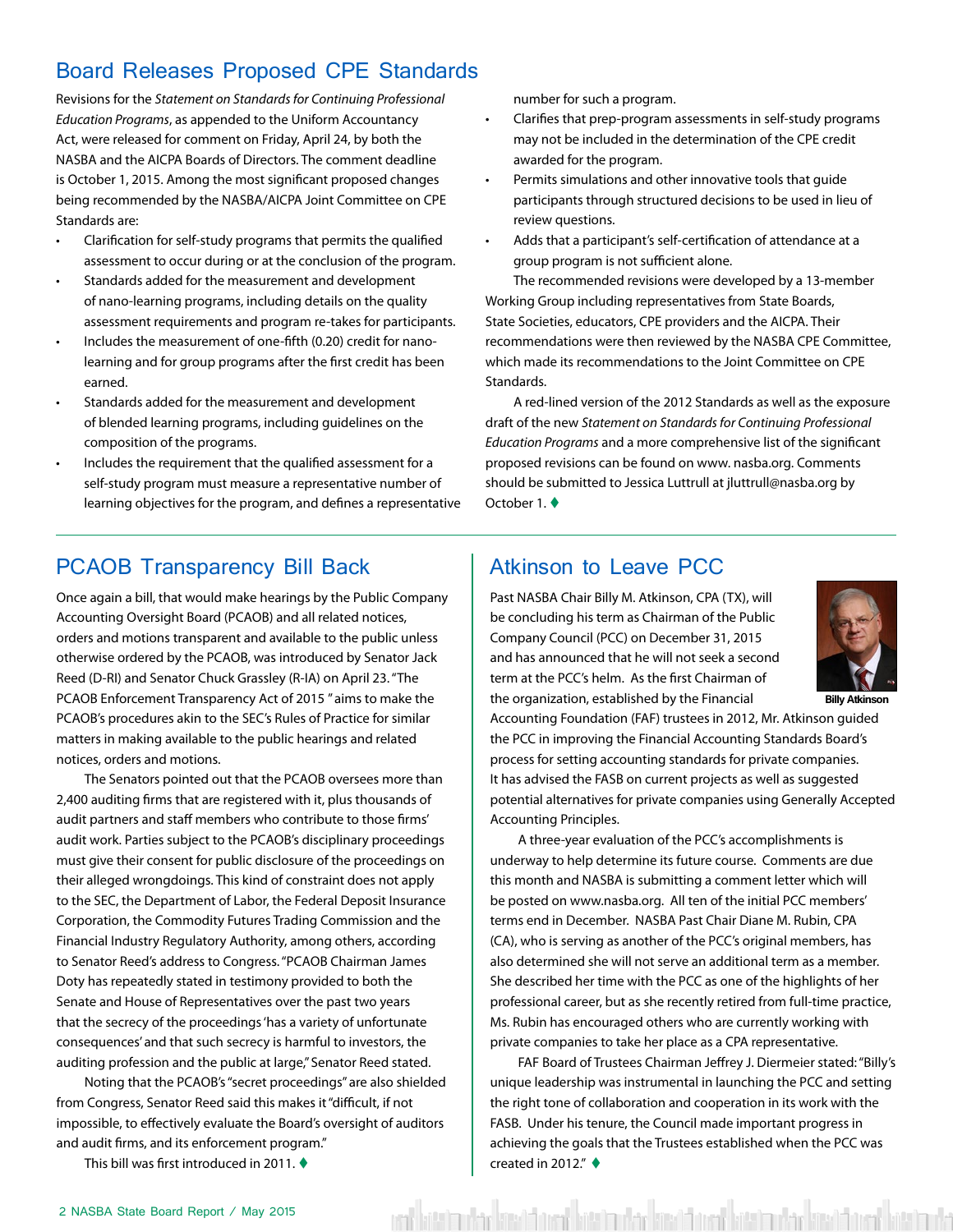## Board Releases Proposed CPE Standards

Revisions for the *Statement on Standards for Continuing Professional Education Programs*, as appended to the Uniform Accountancy Act, were released for comment on Friday, April 24, by both the NASBA and the AICPA Boards of Directors. The comment deadline is October 1, 2015. Among the most significant proposed changes being recommended by the NASBA/AICPA Joint Committee on CPE Standards are:

- Clarification for self-study programs that permits the qualified assessment to occur during or at the conclusion of the program.
- Standards added for the measurement and development of nano-learning programs, including details on the quality assessment requirements and program re-takes for participants.
- Includes the measurement of one-fifth (0.20) credit for nano-learning and for group programs after the first credit has been earned.
- Standards added for the measurement and development of blended learning programs, including guidelines on the composition of the programs.
- Includes the requirement that the qualified assessment for a self-study program must measure a representative number of learning objectives for the program, and defines a representative number for such a program.
- Clarifies that prep-program assessments in self-study programs may not be included in the determination of the CPE credit awarded for the program.
- Permits simulations and other innovative tools that guide participants through structured decisions to be used in lieu of review questions.
- Adds that a participant's self-certification of attendance at a group program is not sufficient alone.

The recommended revisions were developed by a 13-member Working Group including representatives from State Boards, State Societies, educators, CPE providers and the AICPA. Their recommendations were then reviewed by the NASBA CPE Committee, which made its recommendations to the Joint Committee on CPE Standards.

A red-lined version of the 2012 Standards as well as the exposure draft of the new *Statement on Standards for Continuing Professional Education Programs* and a more comprehensive list of the significant proposed revisions can be found on www. nasba.org. Comments should be submitted to Jessica Luttrull at jluttrull@nasba.org by October 1. ♦

## PCAOB Transparency Bill Back

Once again a bill, that would make hearings by the Public Company Accounting Oversight Board (PCAOB) and all related notices, orders and motions transparent and available to the public unless otherwise ordered by the PCAOB, was introduced by Senator Jack Reed (D-RI) and Senator Chuck Grassley (R-IA) on April 23. "The PCAOB Enforcement Transparency Act of 2015 " aims to make the PCAOB's procedures akin to the SEC's Rules of Practice for similar matters in making available to the public hearings and related notices, orders and motions.

The Senators pointed out that the PCAOB oversees more than 2,400 auditing firms that are registered with it, plus thousands of audit partners and staff members who contribute to those firms' audit work. Parties subject to the PCAOB's disciplinary proceedings must give their consent for public disclosure of the proceedings on their alleged wrongdoings. This kind of constraint does not apply to the SEC, the Department of Labor, the Federal Deposit Insurance Corporation, the Commodity Futures Trading Commission and the Financial Industry Regulatory Authority, among others, according to Senator Reed's address to Congress. "PCAOB Chairman James Doty has repeatedly stated in testimony provided to both the Senate and House of Representatives over the past two years that the secrecy of the proceedings 'has a variety of unfortunate consequences' and that such secrecy is harmful to investors, the auditing profession and the public at large," Senator Reed stated.

Noting that the PCAOB's "secret proceedings" are also shielded from Congress, Senator Reed said this makes it "difficult, if not impossible, to effectively evaluate the Board's oversight of auditors and audit firms, and their enforcement program."

This bill was first introduced in 2011. ♦

## Atkinson to Leave PCC

Billy Atkinson

Past NASBA Chair Billy M. Atkinson, CPA (TX), will be concluding his term as Chairman of the Public Company Council (PCC) on December 31, 2015 and has announced that he will not seek a second term at the PCC's helm. As the first Chairman of the organization, established by the Financial Accounting Foundation (FAF) trustees in 2012, Mr. Atkinson guided the PCC in improving the Financial Accounting Standards Board's process for setting accounting standards for private companies. It has advised the FASB on current projects as well as suggested potential alternatives for private companies using Generally Accepted Accounting Principles.

A three-year evaluation of the PCC's accomplishments is underway to help determine its future course. Comments are due this month and NASBA is submitting a comment letter which will be posted on www.nasba.org. All ten of the initial PCC members' terms end in December. NASBA Past Chair Diane M. Rubin, CPA (CA), who is serving as another of the PCC's original members, has also determined she will not serve an additional term as a member. She described her time with the PCC as one of the highlights of her professional career, but as she recently retired from full-time practice, Ms. Rubin has encouraged others who are currently working with private companies to take her place as a CPA representative.

FAF Board of Trustees Chairman Jeffrey J. Diermeier stated: "Billy's unique leadership was instrumental in launching the PCC and setting the right tone of collaboration and cooperation in its work with the FASB. Under his tenure, the Council made important progress in achieving the goals that the Trustees established when the PCC was created in 2012." ♦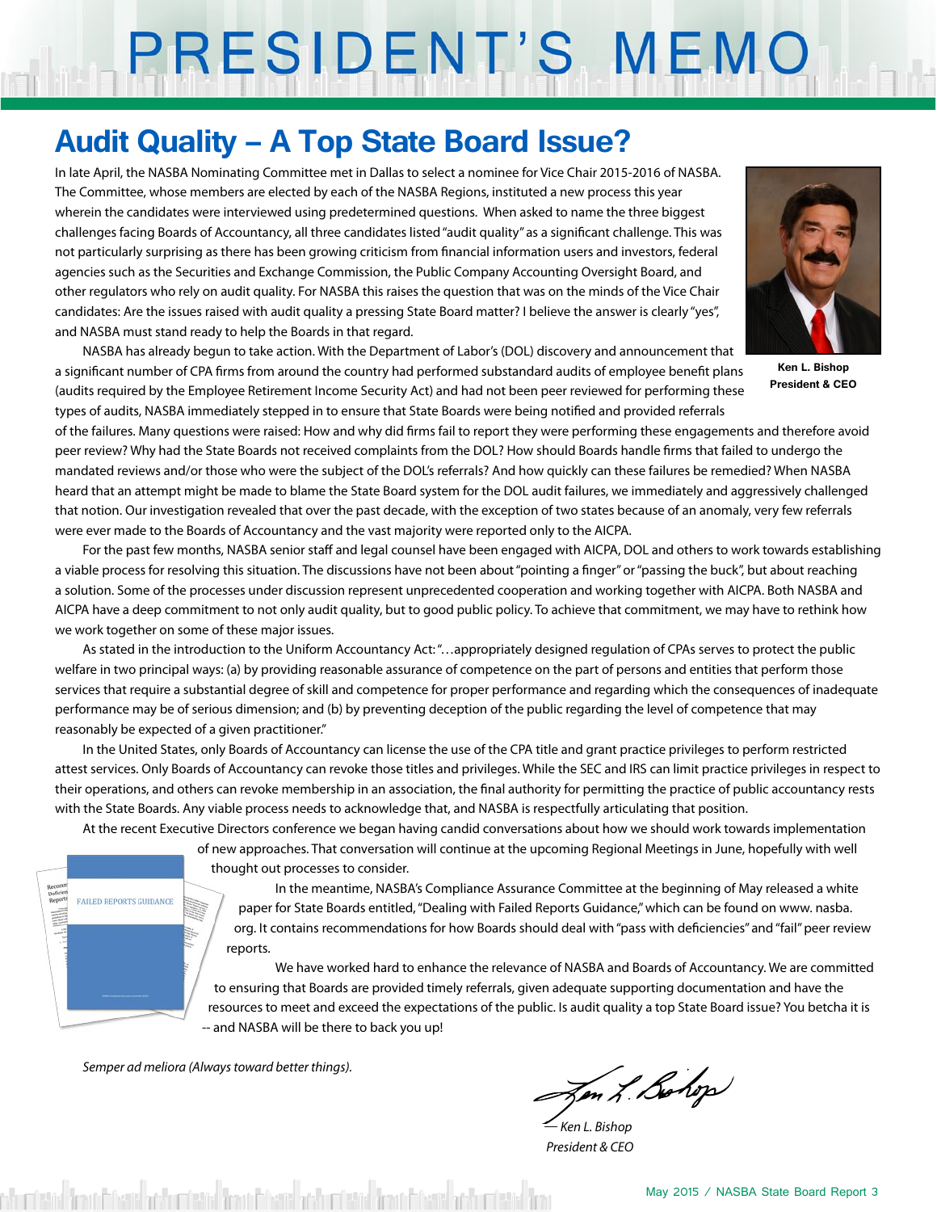# PRESIDENT'S MEMO

## Audit Quality – A Top State Board Issue?

In late April, the NASBA Nominating Committee met in Dallas to select a nominee for Vice Chair 2015-2016 of NASBA. The Committee, whose members are elected by each of the NASBA Regions, instituted a new process this year wherein the candidates were interviewed using predetermined questions. When asked to name the three biggest challenges facing Boards of Accountancy, all three candidates listed "audit quality" as a significant challenge. This was not particularly surprising as there has been growing criticism from financial information users and investors, federal agencies such as the Securities and Exchange Commission, the Public Company Accounting Oversight Board, and other regulators who rely on audit quality. For NASBA this raises the question that was on the minds of the Vice Chair candidates: Are the issues raised with audit quality a pressing State Board matter? I believe the answer is clearly "yes", and NASBA must stand ready to help the Boards in that regard.

**Ken L. Bishop**
**President & CEO**

NASBA has already begun to take action. With the Department of Labor's (DOL) discovery and announcement that a significant number of CPA firms from around the country had performed substandard audits of employee benefit plans (audits required by the Employee Retirement Income Security Act) and had not been peer reviewed for performing these types of audits, NASBA immediately stepped in to ensure that State Boards were being notified and provided referrals of the failures. Many questions were raised: How and why did firms fail to report they were performing these engagements and therefore avoid peer review? Why had the State Boards not received complaints from the DOL? How should Boards handle firms that failed to undergo the mandated reviews and/or those who were the subject of the DOL's referrals? And how quickly can these failures be remedied? When NASBA heard that an attempt might be made to blame the State Board system for the DOL audit failures, we immediately and aggressively challenged that notion. Our investigation revealed that over the past decade, with the exception of two states because of an anomaly, very few referrals were ever made to the Boards of Accountancy and the vast majority were reported only to the AICPA.

For the past few months, NASBA senior staff and legal counsel have been engaged with AICPA, DOL and others to work towards establishing a viable process for resolving this situation. The discussions have not been about "pointing a finger" or "passing the buck", but about reaching a solution. Some of the processes under discussion represent unprecedented cooperation and working together with AICPA. Both NASBA and AICPA have a deep commitment to not only audit quality, but to good public policy. To achieve that commitment, we may have to rethink how we work together on some of these major issues.

As stated in the introduction to the Uniform Accountancy Act: "…appropriately designed regulation of CPAs serves to protect the public welfare in two principal ways: (a) by providing reasonable assurance of competence on the part of persons and entities that perform those services that require a substantial degree of skill and competence for proper performance and regarding which the consequences of inadequate performance may be of serious dimension; and (b) by preventing deception of the public regarding the level of competence that may reasonably be expected of a given practitioner."

In the United States, only Boards of Accountancy can license the use of the CPA title and grant practice privileges to perform restricted attest services. Only Boards of Accountancy can revoke those titles and privileges. While the SEC and IRS can limit practice privileges in respect to their operations, and others can revoke membership in an association, the final authority for permitting the practice of public accountancy rests with the State Boards. Any viable process needs to acknowledge that, and NASBA is respectfully articulating that position.

At the recent Executive Directors conference we began having candid conversations about how we should work towards implementation of new approaches. That conversation will continue at the upcoming Regional Meetings in June, hopefully with well thought out processes to consider.

In the meantime, NASBA's Compliance Assurance Committee at the beginning of May released a white paper for State Boards entitled, "Dealing with Failed Reports Guidance," which can be found on www. nasba.org. It contains recommendations for how Boards should deal with "pass with deficiencies" and "fail" peer review reports.

We have worked hard to enhance the relevance of NASBA and Boards of Accountancy. We are committed to ensuring that Boards are provided timely referrals, given adequate supporting documentation and have the resources to meet and exceed the expectations of the public. Is audit quality a top State Board issue? You betcha it is -- and NASBA will be there to back you up!

*Semper ad meliora (Always toward better things).*

*— Ken L. Bishop*
*President & CEO*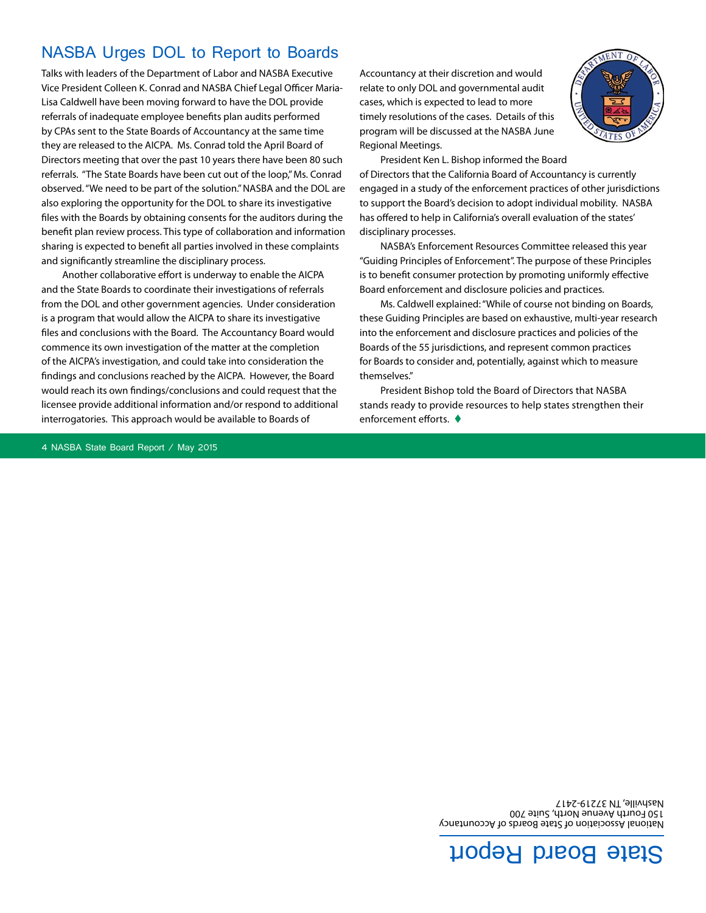## NASBA Urges DOL to Report to Boards

Talks with leaders of the Department of Labor and NASBA Executive Vice President Colleen K. Conrad and NASBA Chief Legal Officer Maria-Lisa Caldwell have been moving forward to have the DOL provide referrals of inadequate employee benefits plan audits performed by CPAs sent to the State Boards of Accountancy at the same time they are released to the AICPA. Ms. Conrad told the April Board of Directors meeting that over the past 10 years there have been 80 such referrals. "The State Boards have been cut out of the loop," Ms. Conrad observed. "We need to be part of the solution." NASBA and the DOL are also exploring the opportunity for the DOL to share its investigative files with the Boards by obtaining consents for the auditors during the benefit plan review process. This type of collaboration and information sharing is expected to benefit all parties involved in these complaints and significantly streamline the disciplinary process.

Another collaborative effort is underway to enable the AICPA and the State Boards to coordinate their investigations of referrals from the DOL and other government agencies. Under consideration is a program that would allow the AICPA to share its investigative files and conclusions with the Board. The Accountancy Board would commence its own investigation of the matter at the completion of the AICPA's investigation, and could take into consideration the findings and conclusions reached by the AICPA. However, the Board would reach its own findings/conclusions and could request that the licensee provide additional information and/or respond to additional interrogatories. This approach would be available to Boards of Accountancy at their discretion and would relate to only DOL and governmental audit cases, which is expected to lead to more timely resolutions of the cases. Details of this program will be discussed at the NASBA June Regional Meetings.

President Ken L. Bishop informed the Board of Directors that the California Board of Accountancy is currently engaged in a study of the enforcement practices of other jurisdictions to support the Board's decision to adopt individual mobility. NASBA has offered to help in California's overall evaluation of the states' disciplinary processes.

NASBA's Enforcement Resources Committee released this year "Guiding Principles of Enforcement". The purpose of these Principles is to benefit consumer protection by promoting uniformly effective Board enforcement and disclosure policies and practices.

Ms. Caldwell explained: "While of course not binding on Boards, these Guiding Principles are based on exhaustive, multi-year research into the enforcement and disclosure practices and policies of the Boards of the 55 jurisdictions, and represent common practices for Boards to consider and, potentially, against which to measure themselves."

President Bishop told the Board of Directors that NASBA stands ready to provide resources to help states strengthen their enforcement efforts. ♦

State Board Report

National Association of State Boards of Accountancy
150 Fourth Avenue North, Suite 700
Nashville, TN 37219-2417